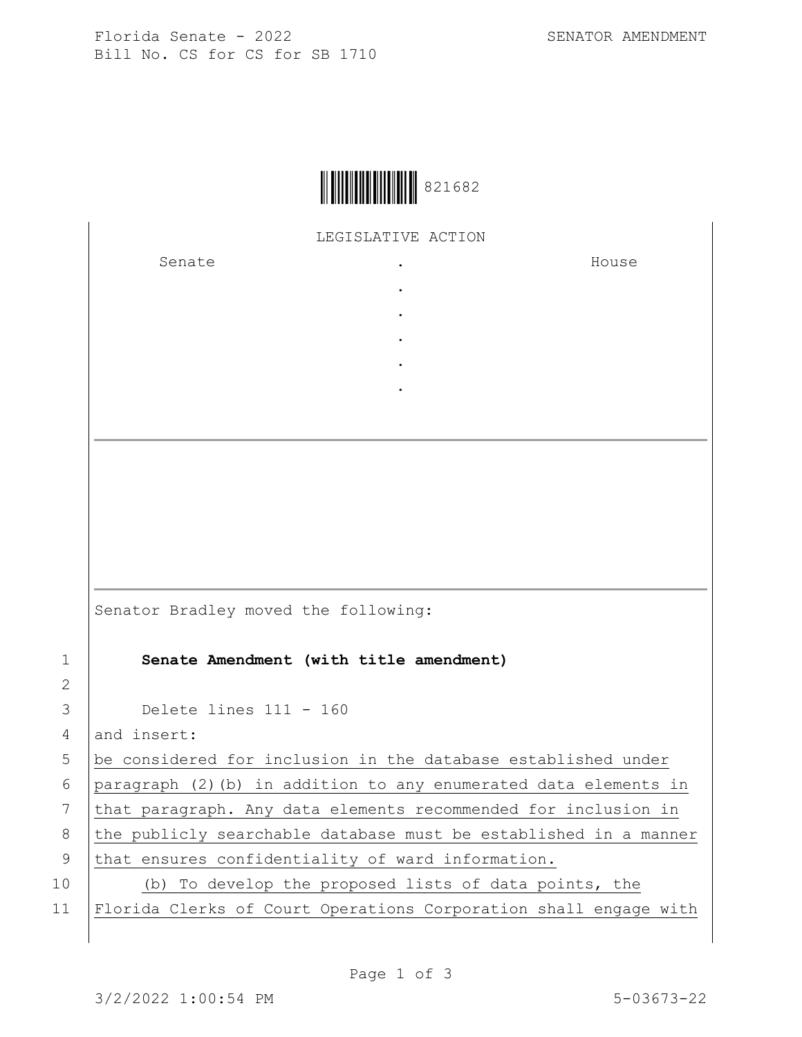Florida Senate - 2022 SENATOR AMENDMENT

Bill No. CS for CS for SB 1710

821682

LEGISLATIVE ACTION

| Senate | . | House |
| --- | --- | --- |
| | . | |
| | . | |
| | . | |
| | . | |
| | . | |

Senator Bradley moved the following:

1 **Senate Amendment (with title amendment)**

2

3 Delete lines 111 - 160

4 and insert:

5 be considered for inclusion in the database established under

6 paragraph (2)(b) in addition to any enumerated data elements in

7 that paragraph. Any data elements recommended for inclusion in

8 the publicly searchable database must be established in a manner

9 that ensures confidentiality of ward information.

10 (b) To develop the proposed lists of data points, the

11 Florida Clerks of Court Operations Corporation shall engage with

3/2/2022 1:00:54 PM 5-03673-22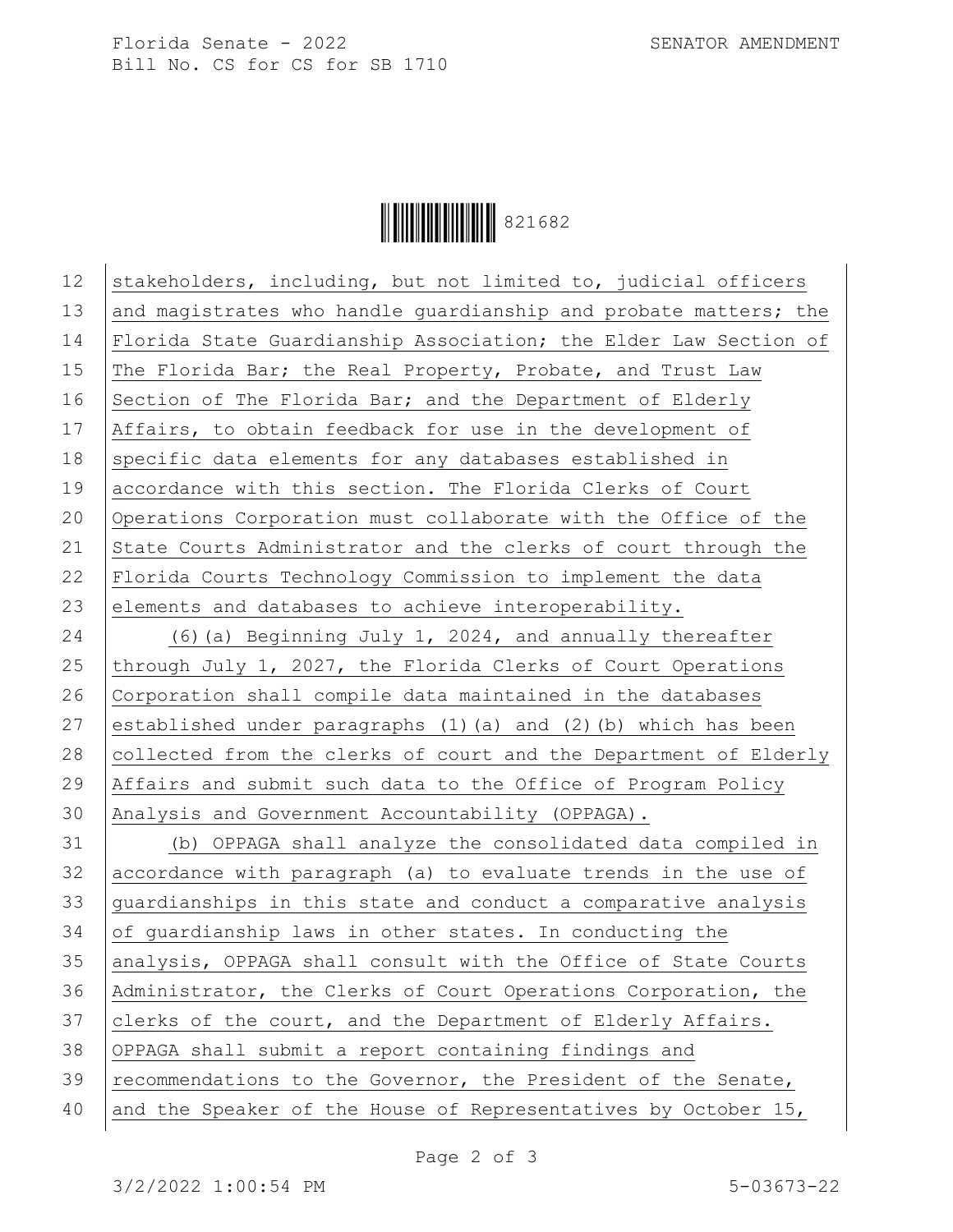stakeholders, including, but not limited to, judicial officers and magistrates who handle guardianship and probate matters; the Florida State Guardianship Association; the Elder Law Section of The Florida Bar; the Real Property, Probate, and Trust Law Section of The Florida Bar; and the Department of Elderly Affairs, to obtain feedback for use in the development of specific data elements for any databases established in accordance with this section. The Florida Clerks of Court Operations Corporation must collaborate with the Office of the State Courts Administrator and the clerks of court through the Florida Courts Technology Commission to implement the data elements and databases to achieve interoperability.

(6)(a) Beginning July 1, 2024, and annually thereafter through July 1, 2027, the Florida Clerks of Court Operations Corporation shall compile data maintained in the databases established under paragraphs (1)(a) and (2)(b) which has been collected from the clerks of court and the Department of Elderly Affairs and submit such data to the Office of Program Policy Analysis and Government Accountability (OPPAGA).

(b) OPPAGA shall analyze the consolidated data compiled in accordance with paragraph (a) to evaluate trends in the use of guardianships in this state and conduct a comparative analysis of guardianship laws in other states. In conducting the analysis, OPPAGA shall consult with the Office of State Courts Administrator, the Clerks of Court Operations Corporation, the clerks of the court, and the Department of Elderly Affairs. OPPAGA shall submit a report containing findings and recommendations to the Governor, the President of the Senate, and the Speaker of the House of Representatives by October 15,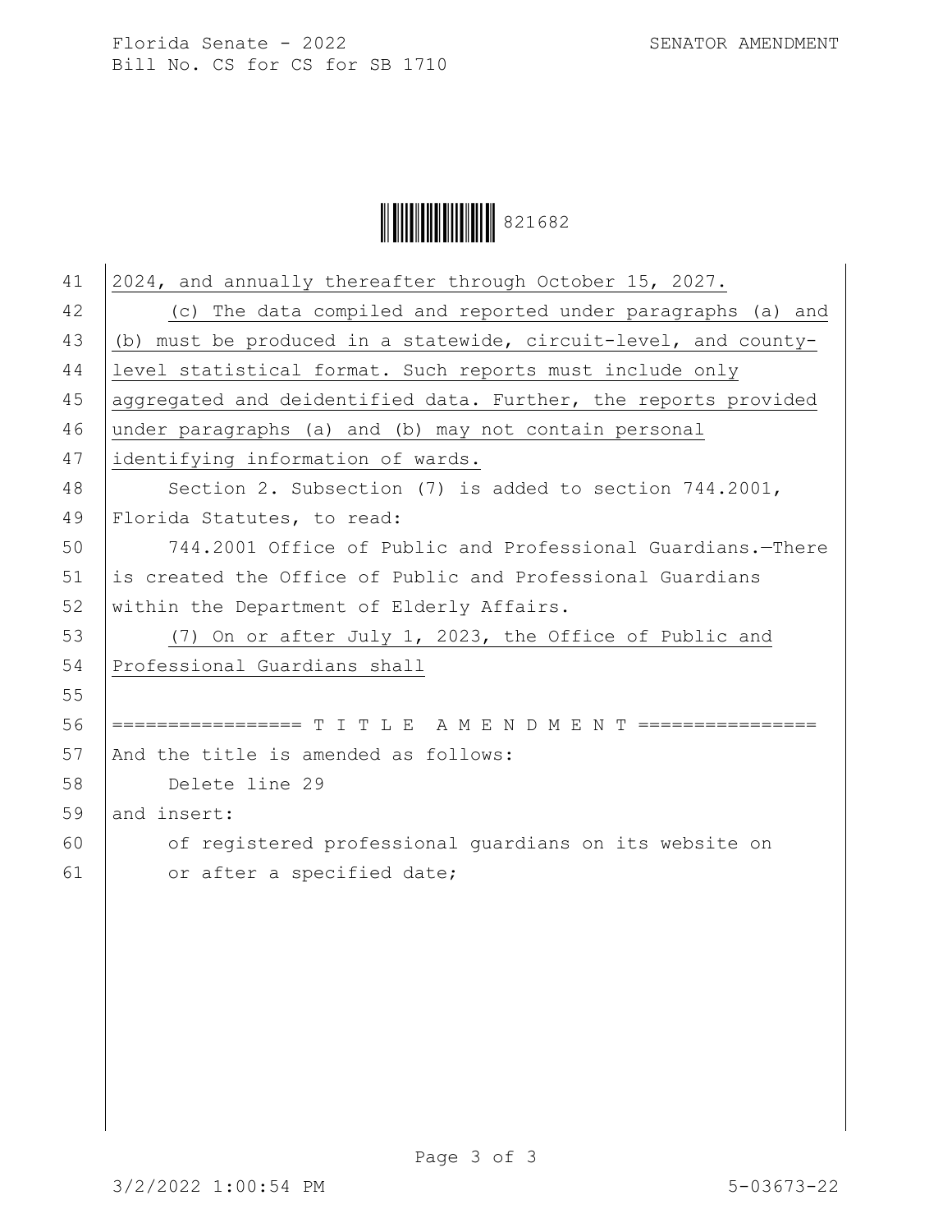2024, and annually thereafter through October 15, 2027.

(c) The data compiled and reported under paragraphs (a) and (b) must be produced in a statewide, circuit-level, and county-level statistical format. Such reports must include only aggregated and deidentified data. Further, the reports provided under paragraphs (a) and (b) may not contain personal identifying information of wards.

Section 2. Subsection (7) is added to section 744.2001, Florida Statutes, to read:

744.2001 Office of Public and Professional Guardians.—There is created the Office of Public and Professional Guardians within the Department of Elderly Affairs.

(7) On or after July 1, 2023, the Office of Public and Professional Guardians shall

================= T I T L E A M E N D M E N T ================

And the title is amended as follows:

Delete line 29

and insert:

of registered professional guardians on its website on or after a specified date;